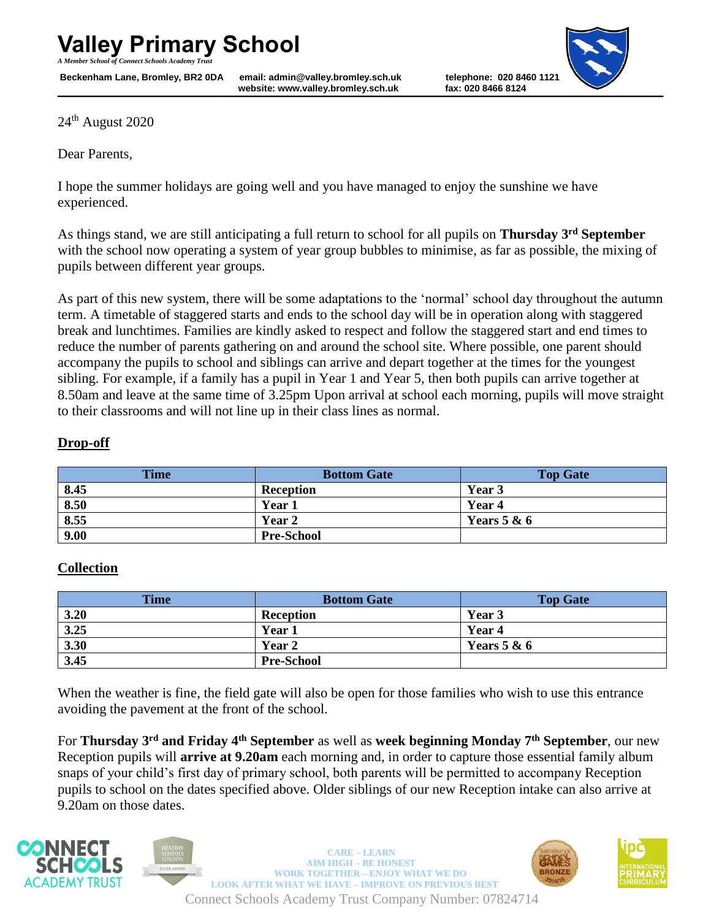# Valley Primary School

*A Member School of Connect Schools Academy Trust*

**Beckenham Lane, Bromley, BR2 0DA** **email: admin@valley.bromley.sch.uk** **website: www.valley.bromley.sch.uk** **telephone: 020 8460 1121** **fax: 020 8466 8124**

24th August 2020

Dear Parents,

I hope the summer holidays are going well and you have managed to enjoy the sunshine we have experienced.

As things stand, we are still anticipating a full return to school for all pupils on **Thursday 3rd September** with the school now operating a system of year group bubbles to minimise, as far as possible, the mixing of pupils between different year groups.

As part of this new system, there will be some adaptations to the 'normal' school day throughout the autumn term. A timetable of staggered starts and ends to the school day will be in operation along with staggered break and lunchtimes. Families are kindly asked to respect and follow the staggered start and end times to reduce the number of parents gathering on and around the school site. Where possible, one parent should accompany the pupils to school and siblings can arrive and depart together at the times for the youngest sibling. For example, if a family has a pupil in Year 1 and Year 5, then both pupils can arrive together at 8.50am and leave at the same time of 3.25pm Upon arrival at school each morning, pupils will move straight to their classrooms and will not line up in their class lines as normal.

## Drop-off

| Time | Bottom Gate | Top Gate |
|---|---|---|
| **8.45** | **Reception** | **Year 3** |
| **8.50** | **Year 1** | **Year 4** |
| **8.55** | **Year 2** | **Years 5 & 6** |
| **9.00** | **Pre-School** | |

## Collection

| Time | Bottom Gate | Top Gate |
|---|---|---|
| **3.20** | **Reception** | **Year 3** |
| **3.25** | **Year 1** | **Year 4** |
| **3.30** | **Year 2** | **Years 5 & 6** |
| **3.45** | **Pre-School** | |

When the weather is fine, the field gate will also be open for those families who wish to use this entrance avoiding the pavement at the front of the school.

For **Thursday 3rd and Friday 4th September** as well as **week beginning Monday 7th September**, our new Reception pupils will **arrive at 9.20am** each morning and, in order to capture those essential family album snaps of your child's first day of primary school, both parents will be permitted to accompany Reception pupils to school on the dates specified above. Older siblings of our new Reception intake can also arrive at 9.20am on those dates.

CARE – LEARN
AIM HIGH – BE HONEST
WORK TOGETHER – ENJOY WHAT WE DO
LOOK AFTER WHAT WE HAVE – IMPROVE ON PREVIOUS BEST

Connect Schools Academy Trust Company Number: 07824714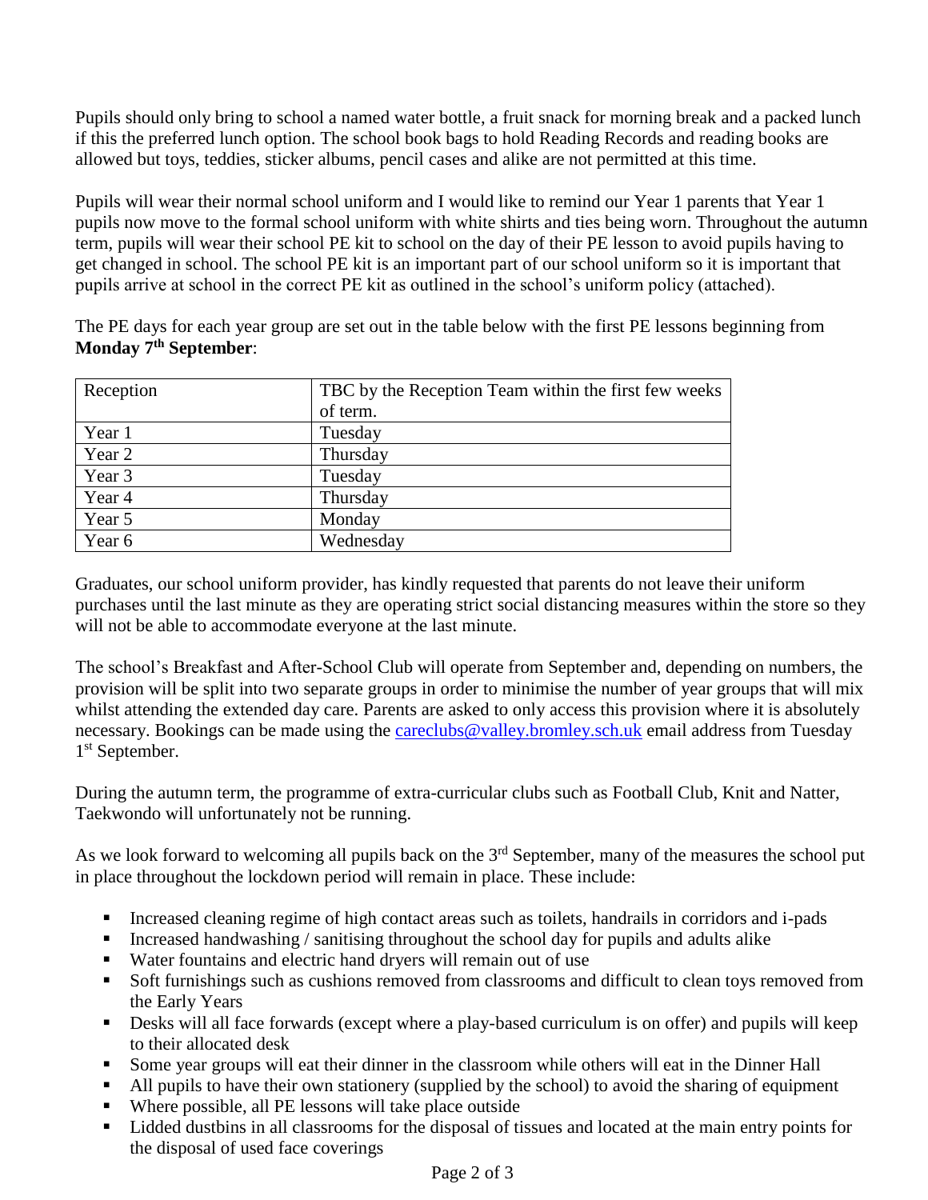Pupils should only bring to school a named water bottle, a fruit snack for morning break and a packed lunch if this the preferred lunch option. The school book bags to hold Reading Records and reading books are allowed but toys, teddies, sticker albums, pencil cases and alike are not permitted at this time.

Pupils will wear their normal school uniform and I would like to remind our Year 1 parents that Year 1 pupils now move to the formal school uniform with white shirts and ties being worn. Throughout the autumn term, pupils will wear their school PE kit to school on the day of their PE lesson to avoid pupils having to get changed in school. The school PE kit is an important part of our school uniform so it is important that pupils arrive at school in the correct PE kit as outlined in the school's uniform policy (attached).

The PE days for each year group are set out in the table below with the first PE lessons beginning from **Monday 7th September**:

| Reception | TBC by the Reception Team within the first few weeks of term. |
|---|---|
| Year 1 | Tuesday |
| Year 2 | Thursday |
| Year 3 | Tuesday |
| Year 4 | Thursday |
| Year 5 | Monday |
| Year 6 | Wednesday |

Graduates, our school uniform provider, has kindly requested that parents do not leave their uniform purchases until the last minute as they are operating strict social distancing measures within the store so they will not be able to accommodate everyone at the last minute.

The school's Breakfast and After-School Club will operate from September and, depending on numbers, the provision will be split into two separate groups in order to minimise the number of year groups that will mix whilst attending the extended day care. Parents are asked to only access this provision where it is absolutely necessary. Bookings can be made using the careclubs@valley.bromley.sch.uk email address from Tuesday 1st September.

During the autumn term, the programme of extra-curricular clubs such as Football Club, Knit and Natter, Taekwondo will unfortunately not be running.

As we look forward to welcoming all pupils back on the 3rd September, many of the measures the school put in place throughout the lockdown period will remain in place. These include:

- Increased cleaning regime of high contact areas such as toilets, handrails in corridors and i-pads
- Increased handwashing / sanitising throughout the school day for pupils and adults alike
- Water fountains and electric hand dryers will remain out of use
- Soft furnishings such as cushions removed from classrooms and difficult to clean toys removed from the Early Years
- Desks will all face forwards (except where a play-based curriculum is on offer) and pupils will keep to their allocated desk
- Some year groups will eat their dinner in the classroom while others will eat in the Dinner Hall
- All pupils to have their own stationery (supplied by the school) to avoid the sharing of equipment
- Where possible, all PE lessons will take place outside
- Lidded dustbins in all classrooms for the disposal of tissues and located at the main entry points for the disposal of used face coverings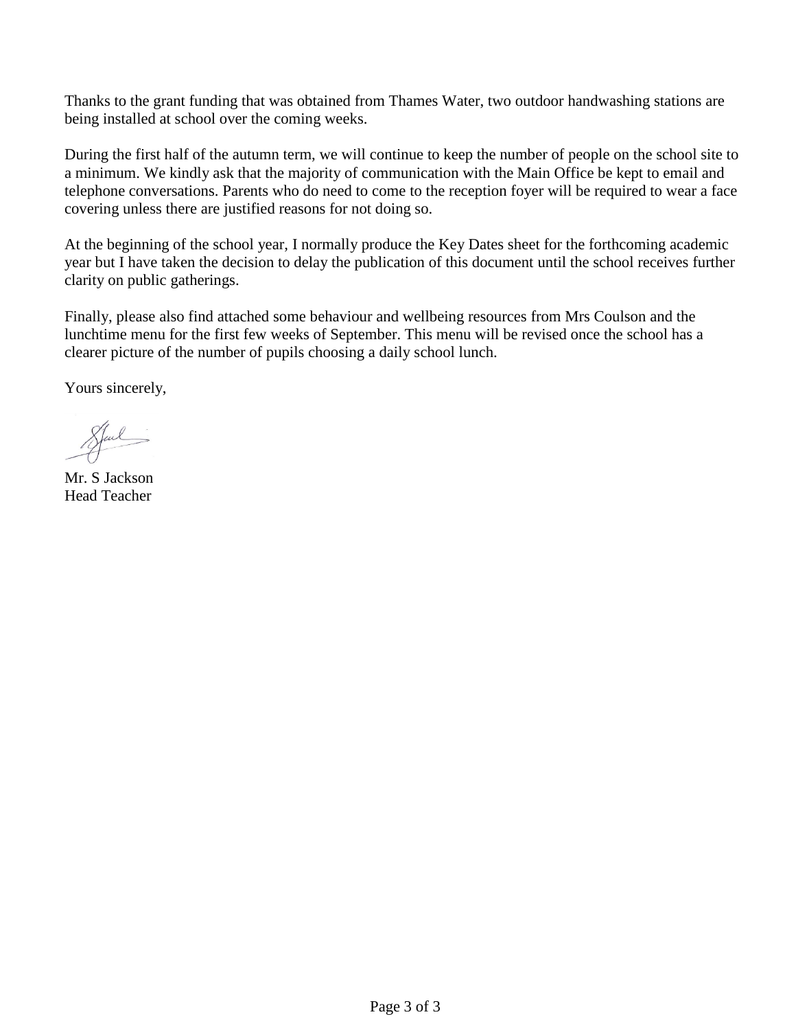Thanks to the grant funding that was obtained from Thames Water, two outdoor handwashing stations are being installed at school over the coming weeks.

During the first half of the autumn term, we will continue to keep the number of people on the school site to a minimum. We kindly ask that the majority of communication with the Main Office be kept to email and telephone conversations. Parents who do need to come to the reception foyer will be required to wear a face covering unless there are justified reasons for not doing so.

At the beginning of the school year, I normally produce the Key Dates sheet for the forthcoming academic year but I have taken the decision to delay the publication of this document until the school receives further clarity on public gatherings.

Finally, please also find attached some behaviour and wellbeing resources from Mrs Coulson and the lunchtime menu for the first few weeks of September. This menu will be revised once the school has a clearer picture of the number of pupils choosing a daily school lunch.

Yours sincerely,

Mr. S Jackson
Head Teacher